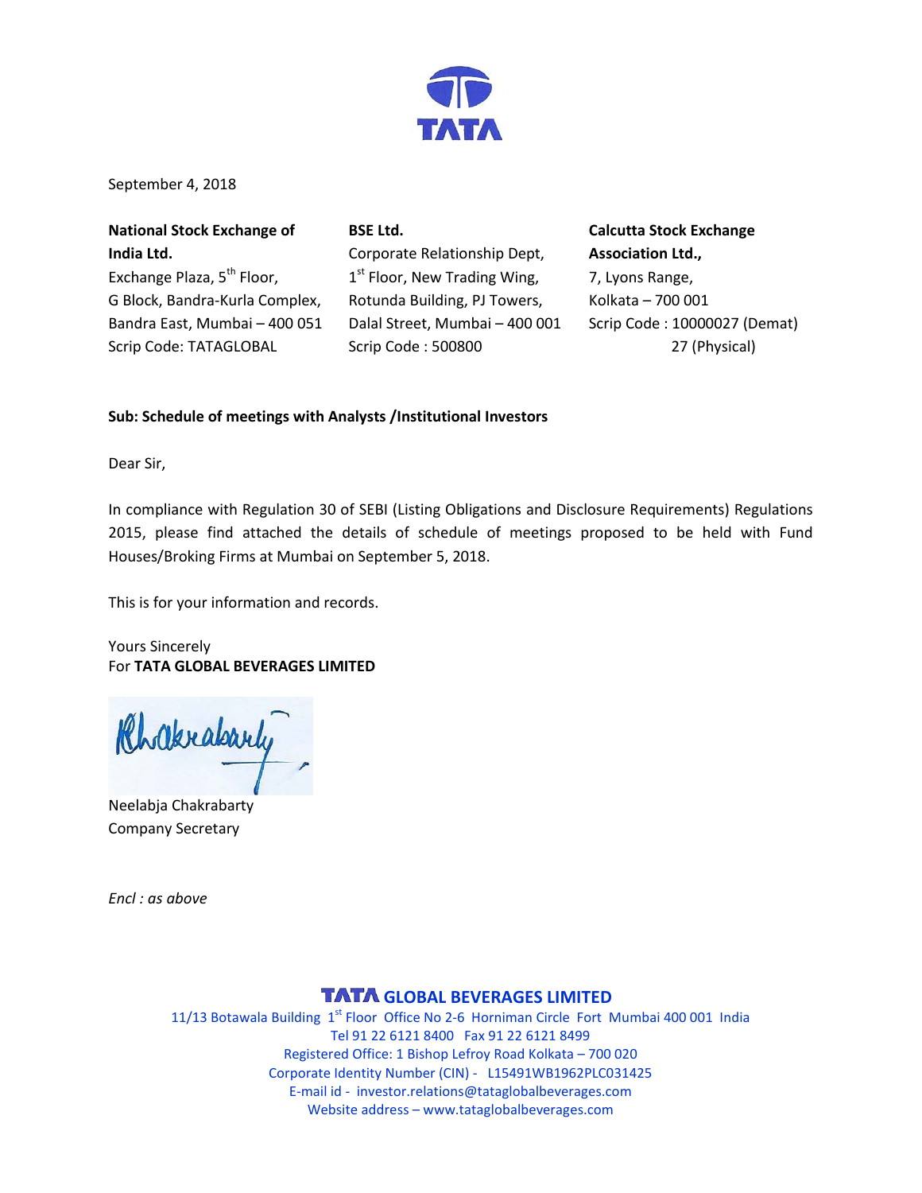September 4, 2018

**National Stock Exchange of India Ltd.**
Exchange Plaza, 5th Floor,
G Block, Bandra-Kurla Complex,
Bandra East, Mumbai – 400 051
Scrip Code: TATAGLOBAL

**BSE Ltd.**
Corporate Relationship Dept,
1st Floor, New Trading Wing,
Rotunda Building, PJ Towers,
Dalal Street, Mumbai – 400 001
Scrip Code : 500800

**Calcutta Stock Exchange Association Ltd.,**
7, Lyons Range,
Kolkata – 700 001
Scrip Code : 10000027 (Demat)
27 (Physical)

**Sub: Schedule of meetings with Analysts /Institutional Investors**

Dear Sir,

In compliance with Regulation 30 of SEBI (Listing Obligations and Disclosure Requirements) Regulations 2015, please find attached the details of schedule of meetings proposed to be held with Fund Houses/Broking Firms at Mumbai on September 5, 2018.

This is for your information and records.

Yours Sincerely
For **TATA GLOBAL BEVERAGES LIMITED**

Neelabja Chakrabarty
Company Secretary

*Encl : as above*

**TATA GLOBAL BEVERAGES LIMITED**
11/13 Botawala Building 1st Floor Office No 2-6 Horniman Circle Fort Mumbai 400 001 India
Tel 91 22 6121 8400 Fax 91 22 6121 8499
Registered Office: 1 Bishop Lefroy Road Kolkata – 700 020
Corporate Identity Number (CIN) - L15491WB1962PLC031425
E-mail id - investor.relations@tataglobalbeverages.com
Website address – www.tataglobalbeverages.com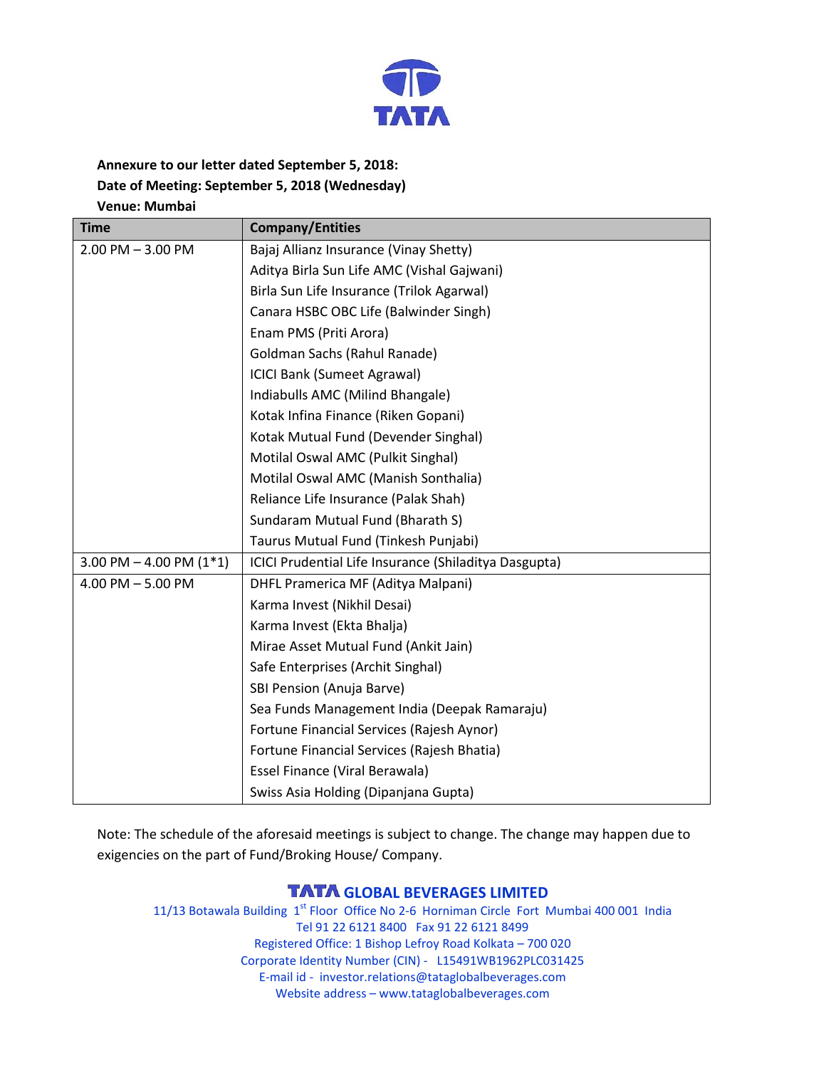**Annexure to our letter dated September 5, 2018:**
**Date of Meeting: September 5, 2018 (Wednesday)**
**Venue: Mumbai**

| Time | Company/Entities |
|---|---|
| 2.00 PM – 3.00 PM | Bajaj Allianz Insurance (Vinay Shetty) |
| | Aditya Birla Sun Life AMC (Vishal Gajwani) |
| | Birla Sun Life Insurance (Trilok Agarwal) |
| | Canara HSBC OBC Life (Balwinder Singh) |
| | Enam PMS (Priti Arora) |
| | Goldman Sachs (Rahul Ranade) |
| | ICICI Bank (Sumeet Agrawal) |
| | Indiabulls AMC (Milind Bhangale) |
| | Kotak Infina Finance (Riken Gopani) |
| | Kotak Mutual Fund (Devender Singhal) |
| | Motilal Oswal AMC (Pulkit Singhal) |
| | Motilal Oswal AMC (Manish Sonthalia) |
| | Reliance Life Insurance (Palak Shah) |
| | Sundaram Mutual Fund (Bharath S) |
| | Taurus Mutual Fund (Tinkesh Punjabi) |
| 3.00 PM – 4.00 PM (1*1) | ICICI Prudential Life Insurance (Shiladitya Dasgupta) |
| 4.00 PM – 5.00 PM | DHFL Pramerica MF (Aditya Malpani) |
| | Karma Invest (Nikhil Desai) |
| | Karma Invest (Ekta Bhalja) |
| | Mirae Asset Mutual Fund (Ankit Jain) |
| | Safe Enterprises (Archit Singhal) |
| | SBI Pension (Anuja Barve) |
| | Sea Funds Management India (Deepak Ramaraju) |
| | Fortune Financial Services (Rajesh Aynor) |
| | Fortune Financial Services (Rajesh Bhatia) |
| | Essel Finance (Viral Berawala) |
| | Swiss Asia Holding (Dipanjana Gupta) |

Note: The schedule of the aforesaid meetings is subject to change. The change may happen due to exigencies on the part of Fund/Broking House/ Company.

**TATA GLOBAL BEVERAGES LIMITED**
11/13 Botawala Building 1st Floor Office No 2-6 Horniman Circle Fort Mumbai 400 001 India
Tel 91 22 6121 8400 Fax 91 22 6121 8499
Registered Office: 1 Bishop Lefroy Road Kolkata – 700 020
Corporate Identity Number (CIN) - L15491WB1962PLC031425
E-mail id - investor.relations@tataglobalbeverages.com
Website address – www.tataglobalbeverages.com